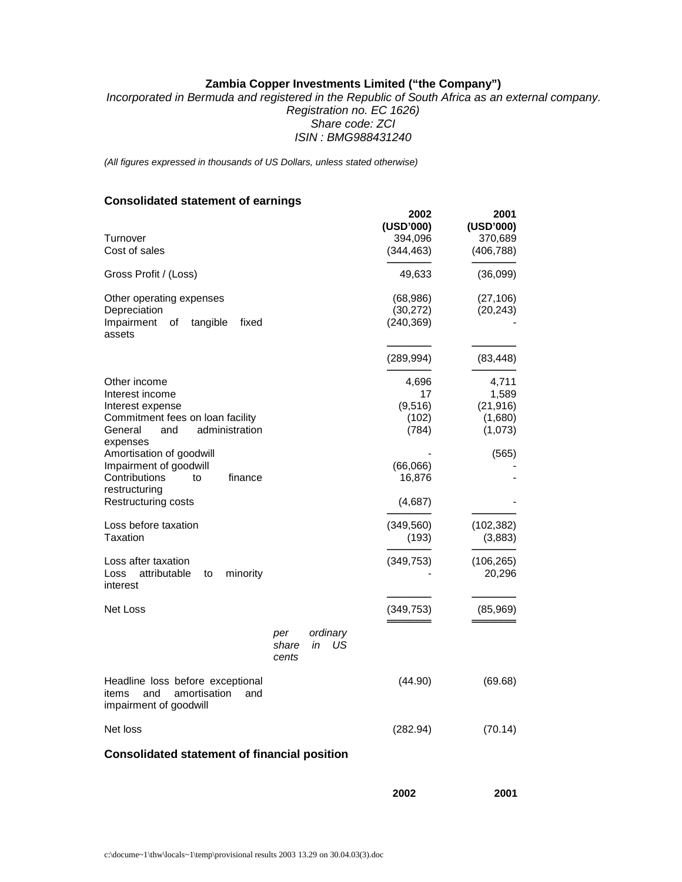**Zambia Copper Investments Limited ("the Company")**

*Incorporated in Bermuda and registered in the Republic of South Africa as an external company.*
*Registration no. EC 1626)*
*Share code: ZCI*
*ISIN : BMG988431240*

*(All figures expressed in thousands of US Dollars, unless stated otherwise)*

## Consolidated statement of earnings

| | | 2002 (USD'000) | 2001 (USD'000) |
|---|---|---|---|
| Turnover | | 394,096 | 370,689 |
| Cost of sales | | (344,463) | (406,788) |
| Gross Profit / (Loss) | | 49,633 | (36,099) |
| Other operating expenses | | (68,986) | (27,106) |
| Depreciation | | (30,272) | (20,243) |
| Impairment of tangible fixed assets | | (240,369) | - |
| | | (289,994) | (83,448) |
| Other income | | 4,696 | 4,711 |
| Interest income | | 17 | 1,589 |
| Interest expense | | (9,516) | (21,916) |
| Commitment fees on loan facility | | (102) | (1,680) |
| General and administration expenses | | (784) | (1,073) |
| Amortisation of goodwill | | - | (565) |
| Impairment of goodwill | | (66,066) | - |
| Contributions to finance restructuring | | 16,876 | - |
| Restructuring costs | | (4,687) | - |
| Loss before taxation | | (349,560) | (102,382) |
| Taxation | | (193) | (3,883) |
| Loss after taxation | | (349,753) | (106,265) |
| Loss attributable to minority interest | | - | 20,296 |
| Net Loss | | (349,753) | (85,969) |
| | *per ordinary share in US cents* | | |
| Headline loss before exceptional items and amortisation and impairment of goodwill | | (44.90) | (69.68) |
| Net loss | | (282.94) | (70.14) |

## Consolidated statement of financial position

| | 2002 | 2001 |
|---|---|---|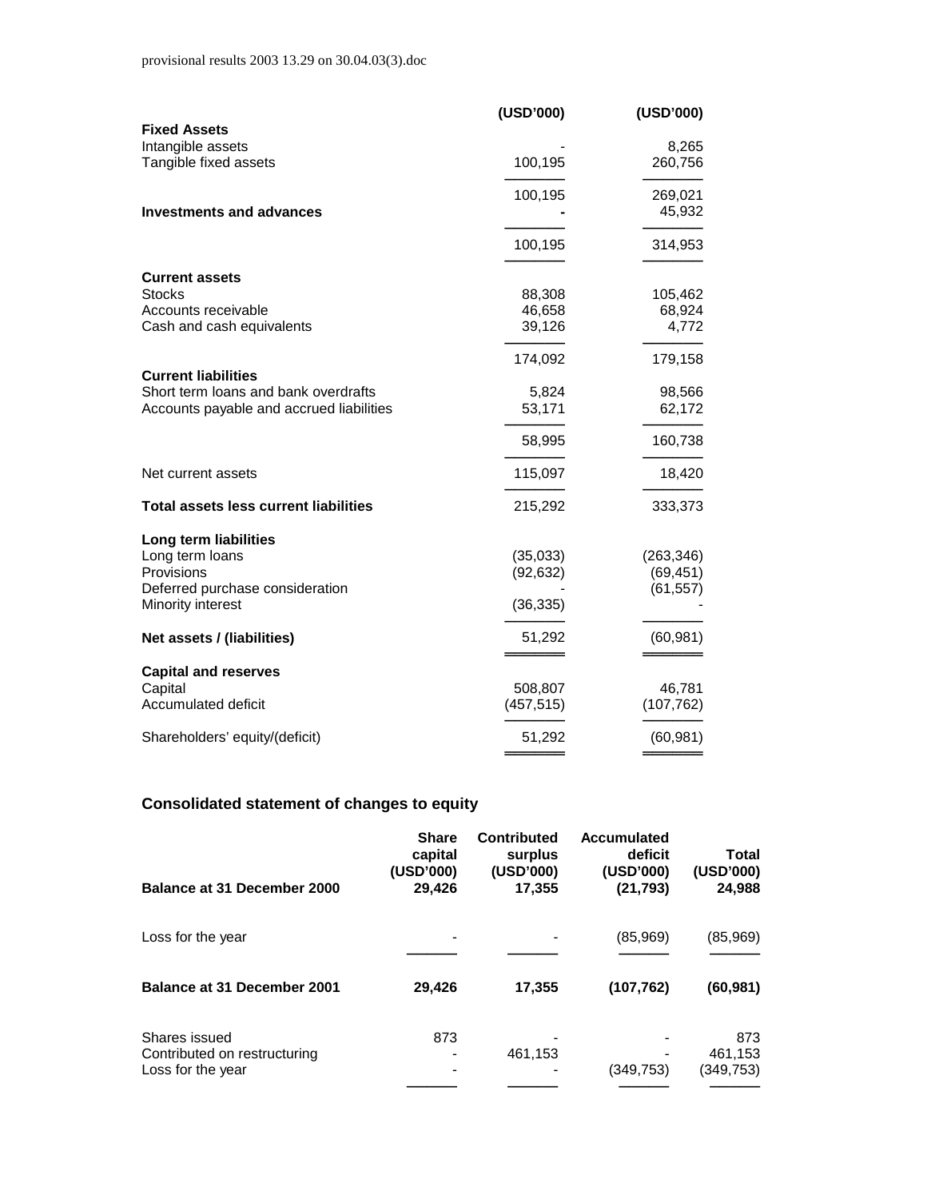| | (USD'000) | (USD'000) |
|---|---|---|
| **Fixed Assets** | | |
| Intangible assets | - | 8,265 |
| Tangible fixed assets | 100,195 | 260,756 |
| | 100,195 | 269,021 |
| **Investments and advances** | - | 45,932 |
| | 100,195 | 314,953 |
| **Current assets** | | |
| Stocks | 88,308 | 105,462 |
| Accounts receivable | 46,658 | 68,924 |
| Cash and cash equivalents | 39,126 | 4,772 |
| | 174,092 | 179,158 |
| **Current liabilities** | | |
| Short term loans and bank overdrafts | 5,824 | 98,566 |
| Accounts payable and accrued liabilities | 53,171 | 62,172 |
| | 58,995 | 160,738 |
| Net current assets | 115,097 | 18,420 |
| **Total assets less current liabilities** | 215,292 | 333,373 |
| **Long term liabilities** | | |
| Long term loans | (35,033) | (263,346) |
| Provisions | (92,632) | (69,451) |
| Deferred purchase consideration | - | (61,557) |
| Minority interest | (36,335) | - |
| **Net assets / (liabilities)** | 51,292 | (60,981) |
| **Capital and reserves** | | |
| Capital | 508,807 | 46,781 |
| Accumulated deficit | (457,515) | (107,762) |
| Shareholders' equity/(deficit) | 51,292 | (60,981) |

## Consolidated statement of changes to equity

| | Share capital (USD'000) | Contributed surplus (USD'000) | Accumulated deficit (USD'000) | Total (USD'000) |
|---|---|---|---|---|
| **Balance at 31 December 2000** | **29,426** | **17,355** | **(21,793)** | **24,988** |
| Loss for the year | - | - | (85,969) | (85,969) |
| **Balance at 31 December 2001** | **29,426** | **17,355** | **(107,762)** | **(60,981)** |
| Shares issued | 873 | - | - | 873 |
| Contributed on restructuring | - | 461,153 | - | 461,153 |
| Loss for the year | - | - | (349,753) | (349,753) |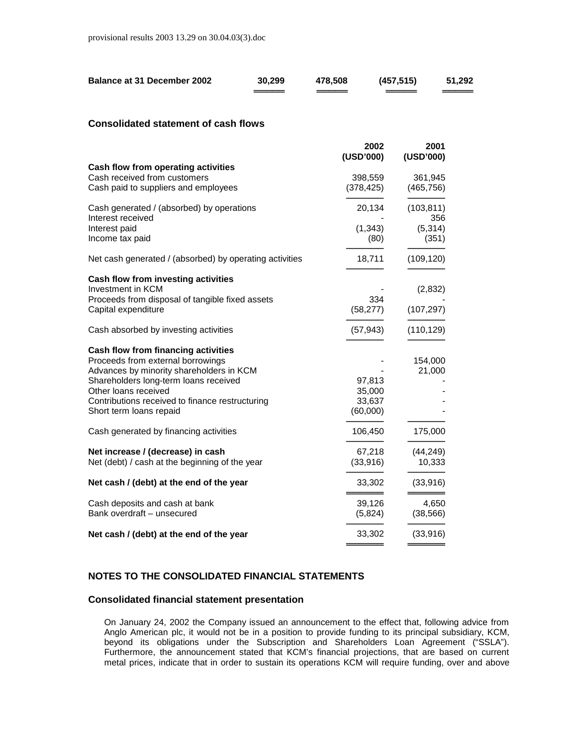| Balance at 31 December 2002 | 30,299 | 478,508 | (457,515) | 51,292 |
|---|---|---|---|---|

## Consolidated statement of cash flows

| | 2002 (USD'000) | 2001 (USD'000) |
|---|---|---|
| **Cash flow from operating activities** | | |
| Cash received from customers | 398,559 | 361,945 |
| Cash paid to suppliers and employees | (378,425) | (465,756) |
| Cash generated / (absorbed) by operations | 20,134 | (103,811) |
| Interest received | - | 356 |
| Interest paid | (1,343) | (5,314) |
| Income tax paid | (80) | (351) |
| Net cash generated / (absorbed) by operating activities | 18,711 | (109,120) |
| **Cash flow from investing activities** | | |
| Investment in KCM | - | (2,832) |
| Proceeds from disposal of tangible fixed assets | 334 | - |
| Capital expenditure | (58,277) | (107,297) |
| Cash absorbed by investing activities | (57,943) | (110,129) |
| **Cash flow from financing activities** | | |
| Proceeds from external borrowings | - | 154,000 |
| Advances by minority shareholders in KCM | - | 21,000 |
| Shareholders long-term loans received | 97,813 | - |
| Other loans received | 35,000 | - |
| Contributions received to finance restructuring | 33,637 | - |
| Short term loans repaid | (60,000) | - |
| Cash generated by financing activities | 106,450 | 175,000 |
| **Net increase / (decrease) in cash** | 67,218 | (44,249) |
| Net (debt) / cash at the beginning of the year | (33,916) | 10,333 |
| **Net cash / (debt) at the end of the year** | 33,302 | (33,916) |
| Cash deposits and cash at bank | 39,126 | 4,650 |
| Bank overdraft – unsecured | (5,824) | (38,566) |
| **Net cash / (debt) at the end of the year** | 33,302 | (33,916) |

## NOTES TO THE CONSOLIDATED FINANCIAL STATEMENTS

### Consolidated financial statement presentation

On January 24, 2002 the Company issued an announcement to the effect that, following advice from Anglo American plc, it would not be in a position to provide funding to its principal subsidiary, KCM, beyond its obligations under the Subscription and Shareholders Loan Agreement ("SSLA"). Furthermore, the announcement stated that KCM's financial projections, that are based on current metal prices, indicate that in order to sustain its operations KCM will require funding, over and above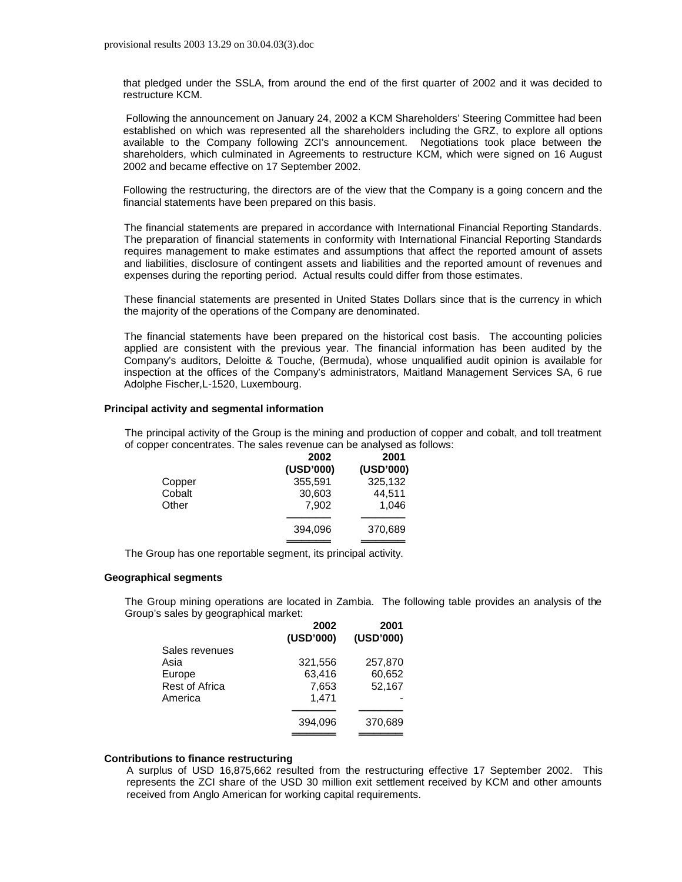that pledged under the SSLA, from around the end of the first quarter of 2002 and it was decided to restructure KCM.

Following the announcement on January 24, 2002 a KCM Shareholders' Steering Committee had been established on which was represented all the shareholders including the GRZ, to explore all options available to the Company following ZCI's announcement. Negotiations took place between the shareholders, which culminated in Agreements to restructure KCM, which were signed on 16 August 2002 and became effective on 17 September 2002.

Following the restructuring, the directors are of the view that the Company is a going concern and the financial statements have been prepared on this basis.

The financial statements are prepared in accordance with International Financial Reporting Standards. The preparation of financial statements in conformity with International Financial Reporting Standards requires management to make estimates and assumptions that affect the reported amount of assets and liabilities, disclosure of contingent assets and liabilities and the reported amount of revenues and expenses during the reporting period. Actual results could differ from those estimates.

These financial statements are presented in United States Dollars since that is the currency in which the majority of the operations of the Company are denominated.

The financial statements have been prepared on the historical cost basis. The accounting policies applied are consistent with the previous year. The financial information has been audited by the Company's auditors, Deloitte & Touche, (Bermuda), whose unqualified audit opinion is available for inspection at the offices of the Company's administrators, Maitland Management Services SA, 6 rue Adolphe Fischer,L-1520, Luxembourg.

**Principal activity and segmental information**

The principal activity of the Group is the mining and production of copper and cobalt, and toll treatment of copper concentrates. The sales revenue can be analysed as follows:

| | 2002 (USD'000) | 2001 (USD'000) |
|---|---|---|
| Copper | 355,591 | 325,132 |
| Cobalt | 30,603 | 44,511 |
| Other | 7,902 | 1,046 |
| | 394,096 | 370,689 |

The Group has one reportable segment, its principal activity.

**Geographical segments**

The Group mining operations are located in Zambia. The following table provides an analysis of the Group's sales by geographical market:

| | 2002 (USD'000) | 2001 (USD'000) |
|---|---|---|
| Sales revenues | | |
| Asia | 321,556 | 257,870 |
| Europe | 63,416 | 60,652 |
| Rest of Africa | 7,653 | 52,167 |
| America | 1,471 | - |
| | 394,096 | 370,689 |

**Contributions to finance restructuring**

A surplus of USD 16,875,662 resulted from the restructuring effective 17 September 2002. This represents the ZCI share of the USD 30 million exit settlement received by KCM and other amounts received from Anglo American for working capital requirements.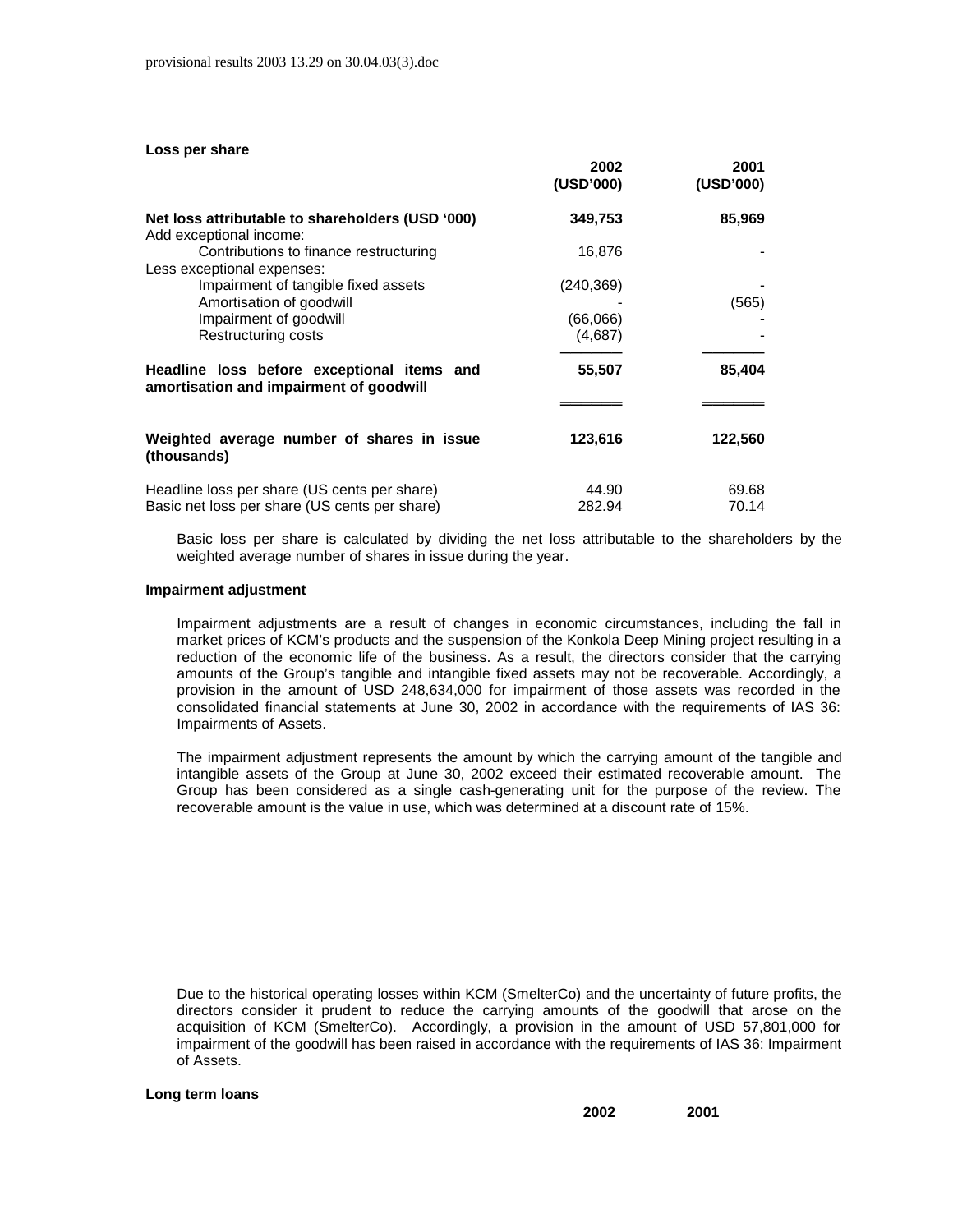**Loss per share**

| | 2002 (USD'000) | 2001 (USD'000) |
|---|---|---|
| **Net loss attributable to shareholders (USD '000)** | **349,753** | **85,969** |
| Add exceptional income: | | |
| Contributions to finance restructuring | 16,876 | - |
| Less exceptional expenses: | | |
| Impairment of tangible fixed assets | (240,369) | - |
| Amortisation of goodwill | - | (565) |
| Impairment of goodwill | (66,066) | - |
| Restructuring costs | (4,687) | - |
| **Headline loss before exceptional items and amortisation and impairment of goodwill** | **55,507** | **85,404** |
| **Weighted average number of shares in issue (thousands)** | **123,616** | **122,560** |
| Headline loss per share (US cents per share) | 44.90 | 69.68 |
| Basic net loss per share (US cents per share) | 282.94 | 70.14 |

Basic loss per share is calculated by dividing the net loss attributable to the shareholders by the weighted average number of shares in issue during the year.

**Impairment adjustment**

Impairment adjustments are a result of changes in economic circumstances, including the fall in market prices of KCM's products and the suspension of the Konkola Deep Mining project resulting in a reduction of the economic life of the business. As a result, the directors consider that the carrying amounts of the Group's tangible and intangible fixed assets may not be recoverable. Accordingly, a provision in the amount of USD 248,634,000 for impairment of those assets was recorded in the consolidated financial statements at June 30, 2002 in accordance with the requirements of IAS 36: Impairments of Assets.

The impairment adjustment represents the amount by which the carrying amount of the tangible and intangible assets of the Group at June 30, 2002 exceed their estimated recoverable amount. The Group has been considered as a single cash-generating unit for the purpose of the review. The recoverable amount is the value in use, which was determined at a discount rate of 15%.

Due to the historical operating losses within KCM (SmelterCo) and the uncertainty of future profits, the directors consider it prudent to reduce the carrying amounts of the goodwill that arose on the acquisition of KCM (SmelterCo). Accordingly, a provision in the amount of USD 57,801,000 for impairment of the goodwill has been raised in accordance with the requirements of IAS 36: Impairment of Assets.

**Long term loans**

| | 2002 | 2001 |
|---|---|---|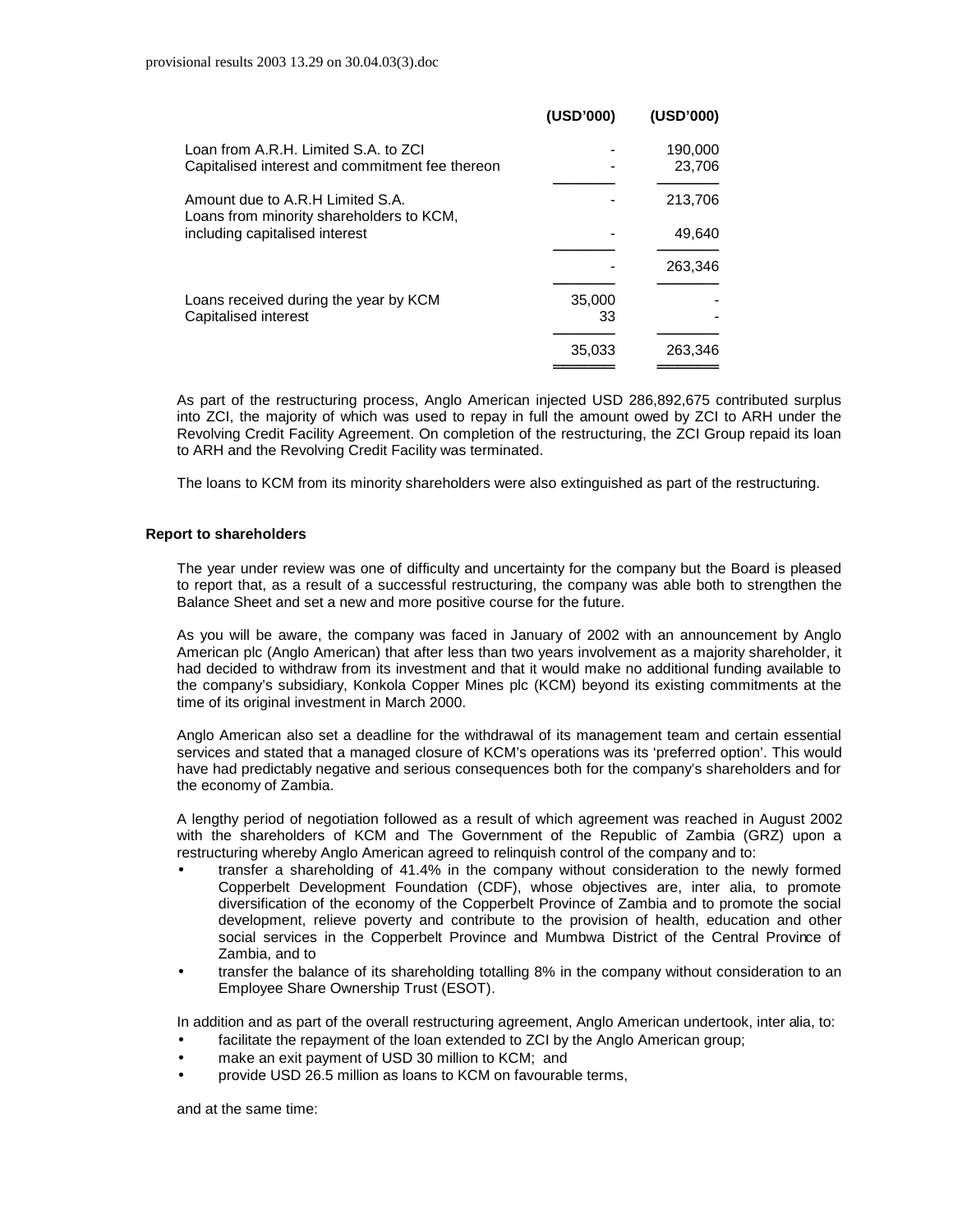| | (USD'000) | (USD'000) |
|---|---|---|
| Loan from A.R.H. Limited S.A. to ZCI | - | 190,000 |
| Capitalised interest and commitment fee thereon | - | 23,706 |
| Amount due to A.R.H Limited S.A. | - | 213,706 |
| Loans from minority shareholders to KCM, including capitalised interest | - | 49,640 |
| | - | 263,346 |
| Loans received during the year by KCM | 35,000 | - |
| Capitalised interest | 33 | - |
| | 35,033 | 263,346 |

As part of the restructuring process, Anglo American injected USD 286,892,675 contributed surplus into ZCI, the majority of which was used to repay in full the amount owed by ZCI to ARH under the Revolving Credit Facility Agreement. On completion of the restructuring, the ZCI Group repaid its loan to ARH and the Revolving Credit Facility was terminated.

The loans to KCM from its minority shareholders were also extinguished as part of the restructuring.

**Report to shareholders**

The year under review was one of difficulty and uncertainty for the company but the Board is pleased to report that, as a result of a successful restructuring, the company was able both to strengthen the Balance Sheet and set a new and more positive course for the future.

As you will be aware, the company was faced in January of 2002 with an announcement by Anglo American plc (Anglo American) that after less than two years involvement as a majority shareholder, it had decided to withdraw from its investment and that it would make no additional funding available to the company's subsidiary, Konkola Copper Mines plc (KCM) beyond its existing commitments at the time of its original investment in March 2000.

Anglo American also set a deadline for the withdrawal of its management team and certain essential services and stated that a managed closure of KCM's operations was its 'preferred option'. This would have had predictably negative and serious consequences both for the company's shareholders and for the economy of Zambia.

A lengthy period of negotiation followed as a result of which agreement was reached in August 2002 with the shareholders of KCM and The Government of the Republic of Zambia (GRZ) upon a restructuring whereby Anglo American agreed to relinquish control of the company and to:

- transfer a shareholding of 41.4% in the company without consideration to the newly formed Copperbelt Development Foundation (CDF), whose objectives are, inter alia, to promote diversification of the economy of the Copperbelt Province of Zambia and to promote the social development, relieve poverty and contribute to the provision of health, education and other social services in the Copperbelt Province and Mumbwa District of the Central Province of Zambia, and to
- transfer the balance of its shareholding totalling 8% in the company without consideration to an Employee Share Ownership Trust (ESOT).

In addition and as part of the overall restructuring agreement, Anglo American undertook, inter alia, to:

- facilitate the repayment of the loan extended to ZCI by the Anglo American group;
- make an exit payment of USD 30 million to KCM; and
- provide USD 26.5 million as loans to KCM on favourable terms,

and at the same time: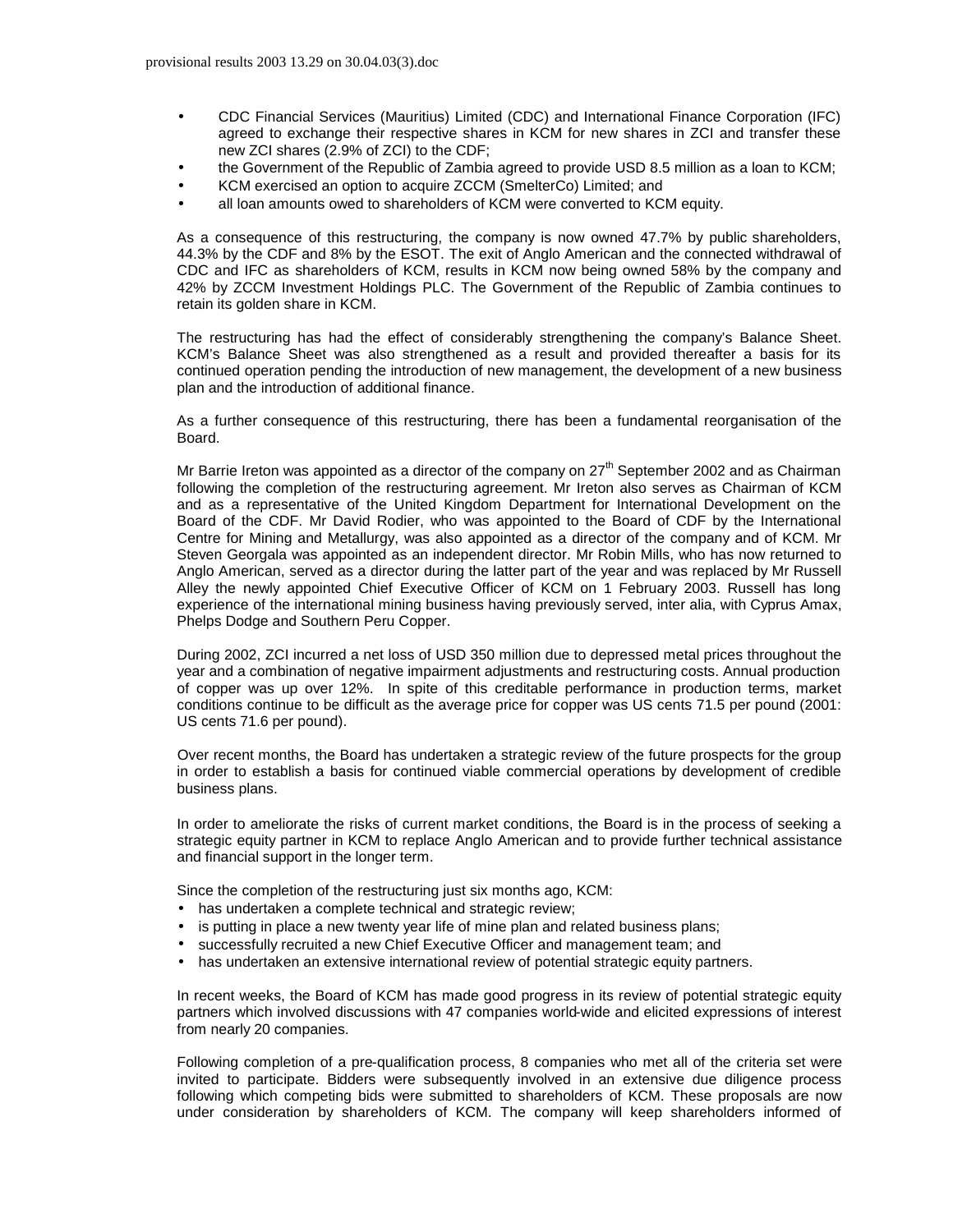- CDC Financial Services (Mauritius) Limited (CDC) and International Finance Corporation (IFC) agreed to exchange their respective shares in KCM for new shares in ZCI and transfer these new ZCI shares (2.9% of ZCI) to the CDF;
- the Government of the Republic of Zambia agreed to provide USD 8.5 million as a loan to KCM;
- KCM exercised an option to acquire ZCCM (SmelterCo) Limited; and
- all loan amounts owed to shareholders of KCM were converted to KCM equity.

As a consequence of this restructuring, the company is now owned 47.7% by public shareholders, 44.3% by the CDF and 8% by the ESOT. The exit of Anglo American and the connected withdrawal of CDC and IFC as shareholders of KCM, results in KCM now being owned 58% by the company and 42% by ZCCM Investment Holdings PLC. The Government of the Republic of Zambia continues to retain its golden share in KCM.

The restructuring has had the effect of considerably strengthening the company's Balance Sheet. KCM's Balance Sheet was also strengthened as a result and provided thereafter a basis for its continued operation pending the introduction of new management, the development of a new business plan and the introduction of additional finance.

As a further consequence of this restructuring, there has been a fundamental reorganisation of the Board.

Mr Barrie Ireton was appointed as a director of the company on 27th September 2002 and as Chairman following the completion of the restructuring agreement. Mr Ireton also serves as Chairman of KCM and as a representative of the United Kingdom Department for International Development on the Board of the CDF. Mr David Rodier, who was appointed to the Board of CDF by the International Centre for Mining and Metallurgy, was also appointed as a director of the company and of KCM. Mr Steven Georgala was appointed as an independent director. Mr Robin Mills, who has now returned to Anglo American, served as a director during the latter part of the year and was replaced by Mr Russell Alley the newly appointed Chief Executive Officer of KCM on 1 February 2003. Russell has long experience of the international mining business having previously served, inter alia, with Cyprus Amax, Phelps Dodge and Southern Peru Copper.

During 2002, ZCI incurred a net loss of USD 350 million due to depressed metal prices throughout the year and a combination of negative impairment adjustments and restructuring costs. Annual production of copper was up over 12%. In spite of this creditable performance in production terms, market conditions continue to be difficult as the average price for copper was US cents 71.5 per pound (2001: US cents 71.6 per pound).

Over recent months, the Board has undertaken a strategic review of the future prospects for the group in order to establish a basis for continued viable commercial operations by development of credible business plans.

In order to ameliorate the risks of current market conditions, the Board is in the process of seeking a strategic equity partner in KCM to replace Anglo American and to provide further technical assistance and financial support in the longer term.

Since the completion of the restructuring just six months ago, KCM:

- has undertaken a complete technical and strategic review;
- is putting in place a new twenty year life of mine plan and related business plans;
- successfully recruited a new Chief Executive Officer and management team; and
- has undertaken an extensive international review of potential strategic equity partners.

In recent weeks, the Board of KCM has made good progress in its review of potential strategic equity partners which involved discussions with 47 companies world-wide and elicited expressions of interest from nearly 20 companies.

Following completion of a pre-qualification process, 8 companies who met all of the criteria set were invited to participate. Bidders were subsequently involved in an extensive due diligence process following which competing bids were submitted to shareholders of KCM. These proposals are now under consideration by shareholders of KCM. The company will keep shareholders informed of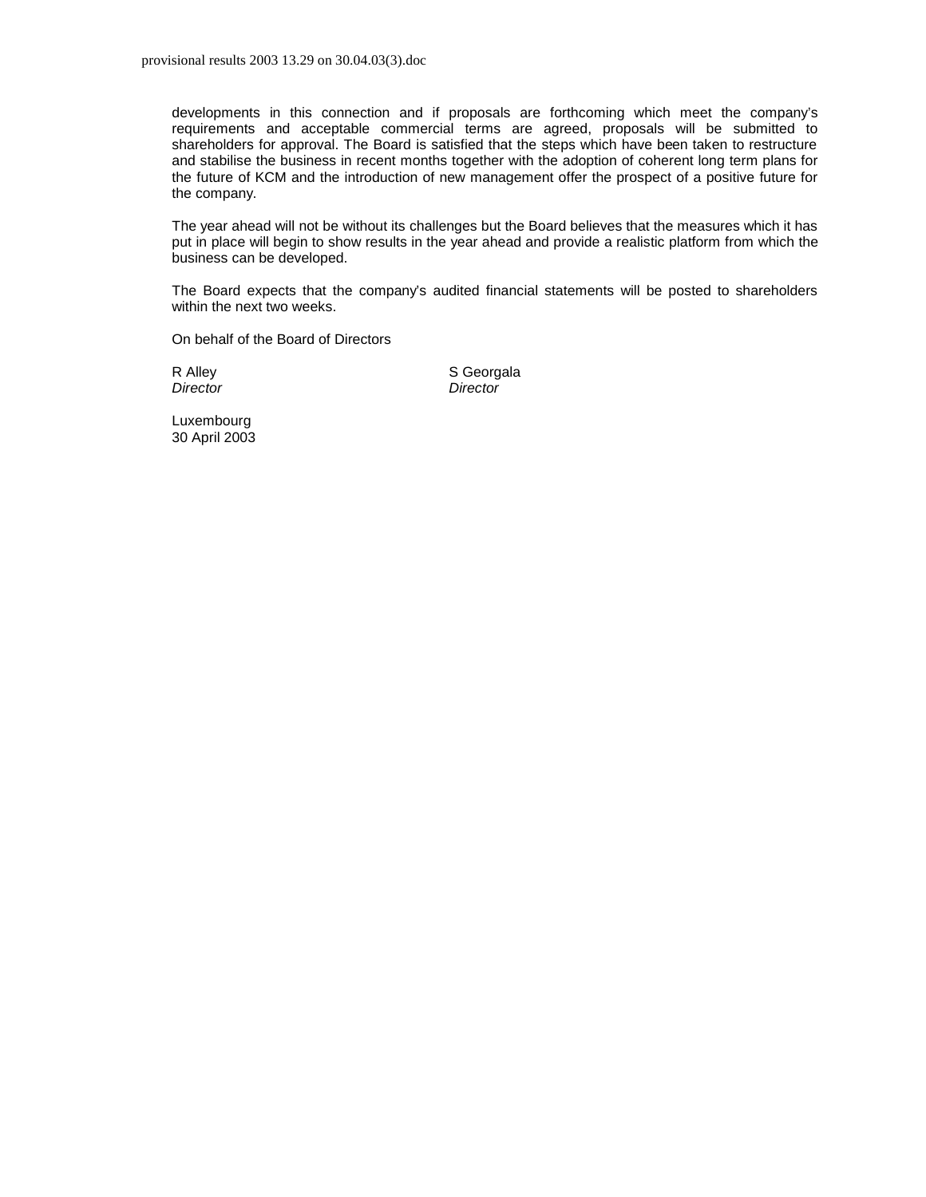developments in this connection and if proposals are forthcoming which meet the company's requirements and acceptable commercial terms are agreed, proposals will be submitted to shareholders for approval. The Board is satisfied that the steps which have been taken to restructure and stabilise the business in recent months together with the adoption of coherent long term plans for the future of KCM and the introduction of new management offer the prospect of a positive future for the company.

The year ahead will not be without its challenges but the Board believes that the measures which it has put in place will begin to show results in the year ahead and provide a realistic platform from which the business can be developed.

The Board expects that the company's audited financial statements will be posted to shareholders within the next two weeks.

On behalf of the Board of Directors

R Alley
*Director*

S Georgala
*Director*

Luxembourg
30 April 2003